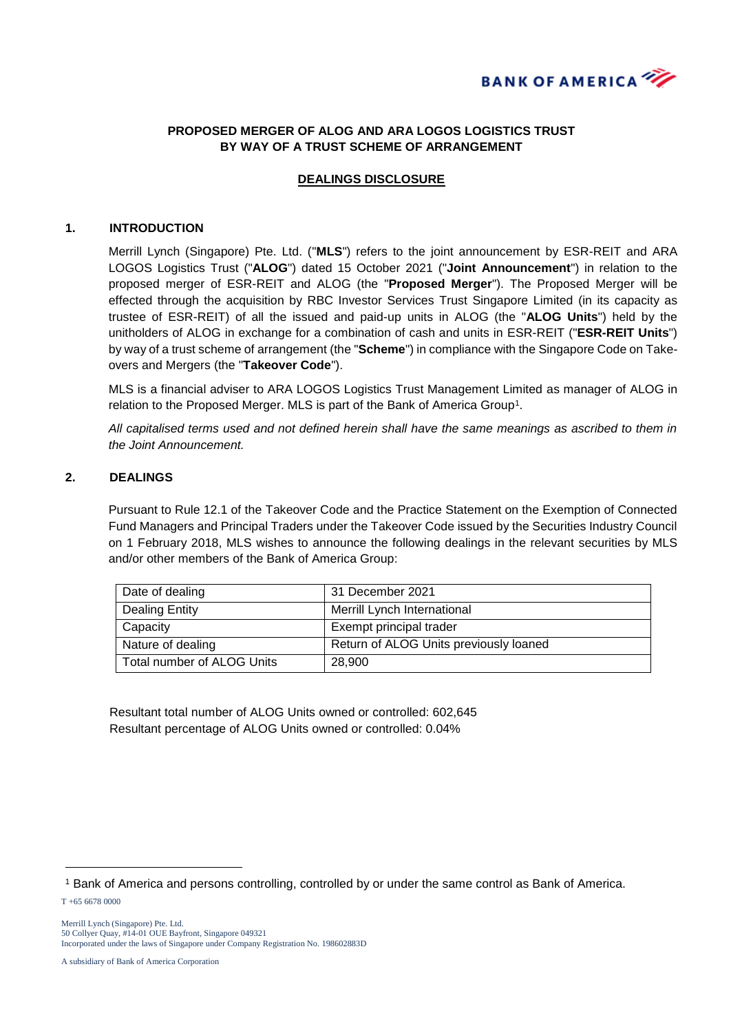**PROPOSED MERGER OF ALOG AND ARA LOGOS LOGISTICS TRUST BY WAY OF A TRUST SCHEME OF ARRANGEMENT**

**DEALINGS DISCLOSURE**

## 1. INTRODUCTION

Merrill Lynch (Singapore) Pte. Ltd. ("**MLS**") refers to the joint announcement by ESR-REIT and ARA LOGOS Logistics Trust ("**ALOG**") dated 15 October 2021 ("**Joint Announcement**") in relation to the proposed merger of ESR-REIT and ALOG (the "**Proposed Merger**"). The Proposed Merger will be effected through the acquisition by RBC Investor Services Trust Singapore Limited (in its capacity as trustee of ESR-REIT) of all the issued and paid-up units in ALOG (the "**ALOG Units**") held by the unitholders of ALOG in exchange for a combination of cash and units in ESR-REIT ("**ESR-REIT Units**") by way of a trust scheme of arrangement (the "**Scheme**") in compliance with the Singapore Code on Take-overs and Mergers (the "**Takeover Code**").

MLS is a financial adviser to ARA LOGOS Logistics Trust Management Limited as manager of ALOG in relation to the Proposed Merger. MLS is part of the Bank of America Group[1].

*All capitalised terms used and not defined herein shall have the same meanings as ascribed to them in the Joint Announcement.*

## 2. DEALINGS

Pursuant to Rule 12.1 of the Takeover Code and the Practice Statement on the Exemption of Connected Fund Managers and Principal Traders under the Takeover Code issued by the Securities Industry Council on 1 February 2018, MLS wishes to announce the following dealings in the relevant securities by MLS and/or other members of the Bank of America Group:

| | |
|---|---|
| Date of dealing | 31 December 2021 |
| Dealing Entity | Merrill Lynch International |
| Capacity | Exempt principal trader |
| Nature of dealing | Return of ALOG Units previously loaned |
| Total number of ALOG Units | 28,900 |

Resultant total number of ALOG Units owned or controlled: 602,645
Resultant percentage of ALOG Units owned or controlled: 0.04%

[1] Bank of America and persons controlling, controlled by or under the same control as Bank of America.

T +65 6678 0000

Merrill Lynch (Singapore) Pte. Ltd.
50 Collyer Quay, #14-01 OUE Bayfront, Singapore 049321
Incorporated under the laws of Singapore under Company Registration No. 198602883D

A subsidiary of Bank of America Corporation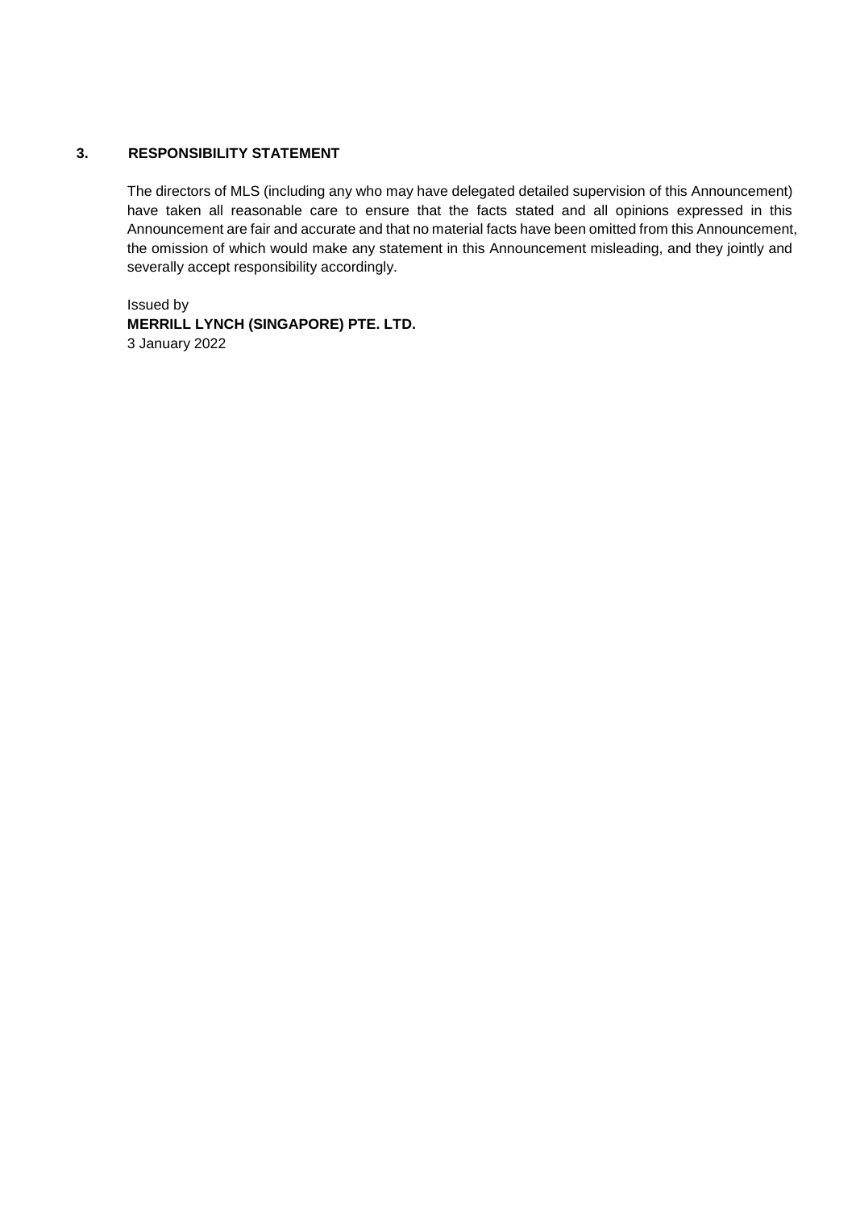## 3. RESPONSIBILITY STATEMENT

The directors of MLS (including any who may have delegated detailed supervision of this Announcement) have taken all reasonable care to ensure that the facts stated and all opinions expressed in this Announcement are fair and accurate and that no material facts have been omitted from this Announcement, the omission of which would make any statement in this Announcement misleading, and they jointly and severally accept responsibility accordingly.

Issued by
**MERRILL LYNCH (SINGAPORE) PTE. LTD.**
3 January 2022